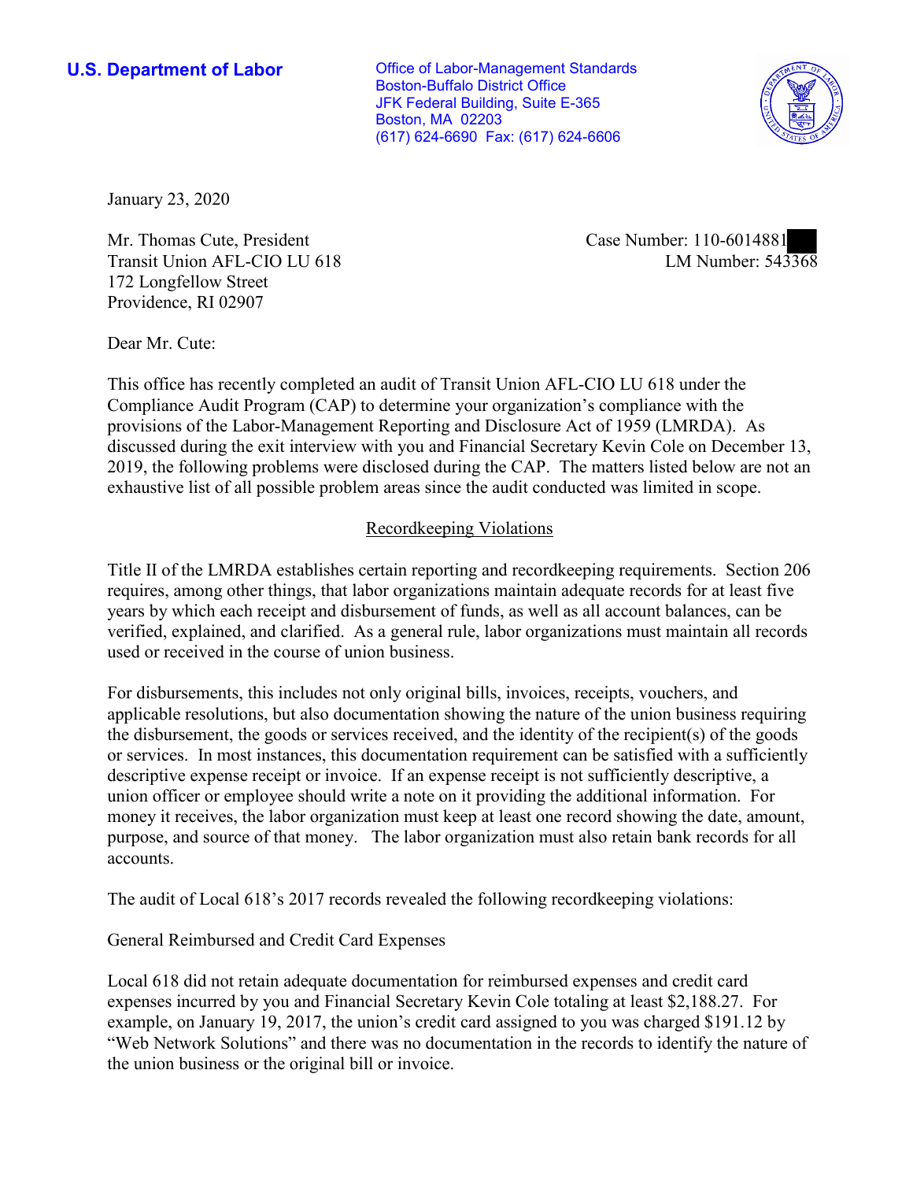U.S. Department of Labor

Office of Labor-Management Standards
Boston-Buffalo District Office
JFK Federal Building, Suite E-365
Boston, MA 02203
(617) 624-6690 Fax: (617) 624-6606

January 23, 2020

Mr. Thomas Cute, President
Transit Union AFL-CIO LU 618
172 Longfellow Street
Providence, RI 02907

Case Number: 110-6014881
LM Number: 543368

Dear Mr. Cute:

This office has recently completed an audit of Transit Union AFL-CIO LU 618 under the Compliance Audit Program (CAP) to determine your organization's compliance with the provisions of the Labor-Management Reporting and Disclosure Act of 1959 (LMRDA). As discussed during the exit interview with you and Financial Secretary Kevin Cole on December 13, 2019, the following problems were disclosed during the CAP. The matters listed below are not an exhaustive list of all possible problem areas since the audit conducted was limited in scope.

## Recordkeeping Violations

Title II of the LMRDA establishes certain reporting and recordkeeping requirements. Section 206 requires, among other things, that labor organizations maintain adequate records for at least five years by which each receipt and disbursement of funds, as well as all account balances, can be verified, explained, and clarified. As a general rule, labor organizations must maintain all records used or received in the course of union business.

For disbursements, this includes not only original bills, invoices, receipts, vouchers, and applicable resolutions, but also documentation showing the nature of the union business requiring the disbursement, the goods or services received, and the identity of the recipient(s) of the goods or services. In most instances, this documentation requirement can be satisfied with a sufficiently descriptive expense receipt or invoice. If an expense receipt is not sufficiently descriptive, a union officer or employee should write a note on it providing the additional information. For money it receives, the labor organization must keep at least one record showing the date, amount, purpose, and source of that money. The labor organization must also retain bank records for all accounts.

The audit of Local 618's 2017 records revealed the following recordkeeping violations:

General Reimbursed and Credit Card Expenses

Local 618 did not retain adequate documentation for reimbursed expenses and credit card expenses incurred by you and Financial Secretary Kevin Cole totaling at least $2,188.27. For example, on January 19, 2017, the union's credit card assigned to you was charged $191.12 by "Web Network Solutions" and there was no documentation in the records to identify the nature of the union business or the original bill or invoice.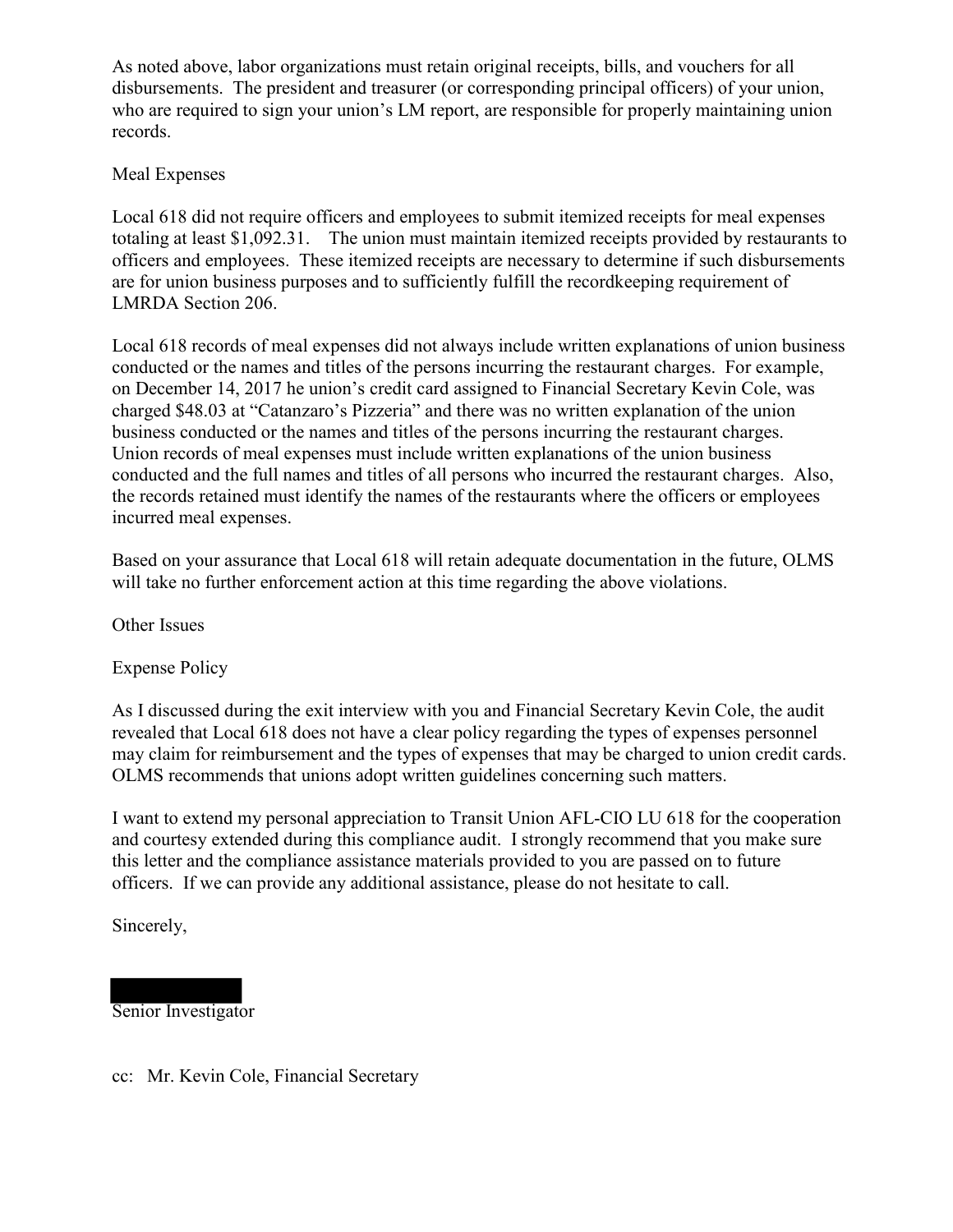As noted above, labor organizations must retain original receipts, bills, and vouchers for all disbursements. The president and treasurer (or corresponding principal officers) of your union, who are required to sign your union's LM report, are responsible for properly maintaining union records.

Meal Expenses

Local 618 did not require officers and employees to submit itemized receipts for meal expenses totaling at least $1,092.31. The union must maintain itemized receipts provided by restaurants to officers and employees. These itemized receipts are necessary to determine if such disbursements are for union business purposes and to sufficiently fulfill the recordkeeping requirement of LMRDA Section 206.

Local 618 records of meal expenses did not always include written explanations of union business conducted or the names and titles of the persons incurring the restaurant charges. For example, on December 14, 2017 he union's credit card assigned to Financial Secretary Kevin Cole, was charged $48.03 at "Catanzaro's Pizzeria" and there was no written explanation of the union business conducted or the names and titles of the persons incurring the restaurant charges. Union records of meal expenses must include written explanations of the union business conducted and the full names and titles of all persons who incurred the restaurant charges. Also, the records retained must identify the names of the restaurants where the officers or employees incurred meal expenses.

Based on your assurance that Local 618 will retain adequate documentation in the future, OLMS will take no further enforcement action at this time regarding the above violations.

Other Issues

Expense Policy

As I discussed during the exit interview with you and Financial Secretary Kevin Cole, the audit revealed that Local 618 does not have a clear policy regarding the types of expenses personnel may claim for reimbursement and the types of expenses that may be charged to union credit cards. OLMS recommends that unions adopt written guidelines concerning such matters.

I want to extend my personal appreciation to Transit Union AFL-CIO LU 618 for the cooperation and courtesy extended during this compliance audit. I strongly recommend that you make sure this letter and the compliance assistance materials provided to you are passed on to future officers. If we can provide any additional assistance, please do not hesitate to call.

Sincerely,

Senior Investigator

cc: Mr. Kevin Cole, Financial Secretary